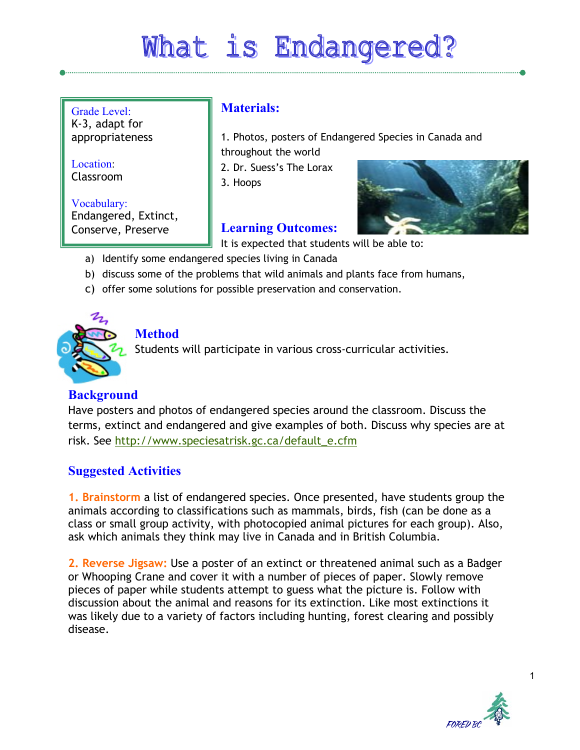# What is Endangered?

Grade Level:
K-3, adapt for appropriateness

Location:
Classroom

Vocabulary:
Endangered, Extinct, Conserve, Preserve

## Materials:

1. Photos, posters of Endangered Species in Canada and throughout the world
2. Dr. Suess's The Lorax
3. Hoops

## Learning Outcomes:

It is expected that students will be able to:

a) Identify some endangered species living in Canada
b) discuss some of the problems that wild animals and plants face from humans,
c) offer some solutions for possible preservation and conservation.

## Method

Students will participate in various cross-curricular activities.

## Background

Have posters and photos of endangered species around the classroom. Discuss the terms, extinct and endangered and give examples of both. Discuss why species are at risk. See http://www.speciesatrisk.gc.ca/default_e.cfm

## Suggested Activities

**1. Brainstorm** a list of endangered species. Once presented, have students group the animals according to classifications such as mammals, birds, fish (can be done as a class or small group activity, with photocopied animal pictures for each group). Also, ask which animals they think may live in Canada and in British Columbia.

**2. Reverse Jigsaw:** Use a poster of an extinct or threatened animal such as a Badger or Whooping Crane and cover it with a number of pieces of paper. Slowly remove pieces of paper while students attempt to guess what the picture is. Follow with discussion about the animal and reasons for its extinction. Like most extinctions it was likely due to a variety of factors including hunting, forest clearing and possibly disease.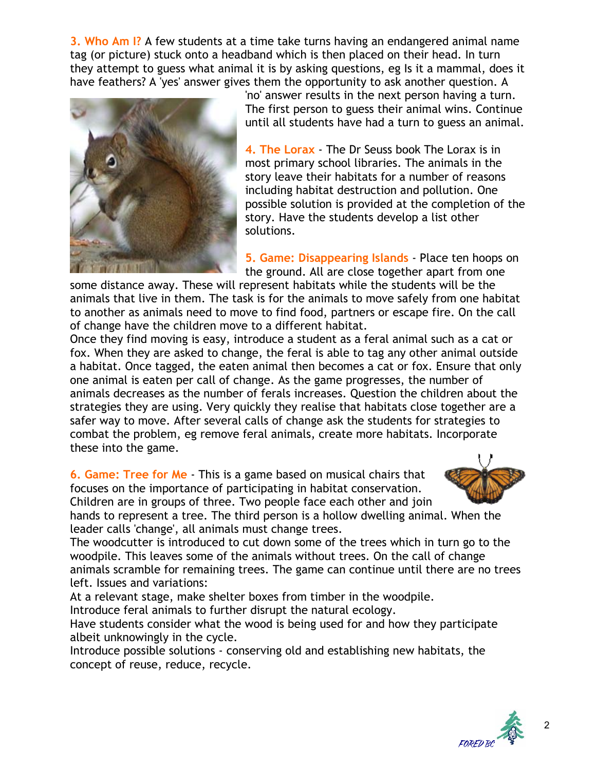**3. Who Am I?** A few students at a time take turns having an endangered animal name tag (or picture) stuck onto a headband which is then placed on their head. In turn they attempt to guess what animal it is by asking questions, eg Is it a mammal, does it have feathers? A 'yes' answer gives them the opportunity to ask another question. A 'no' answer results in the next person having a turn. The first person to guess their animal wins. Continue until all students have had a turn to guess an animal.

**4. The Lorax** - The Dr Seuss book The Lorax is in most primary school libraries. The animals in the story leave their habitats for a number of reasons including habitat destruction and pollution. One possible solution is provided at the completion of the story. Have the students develop a list other solutions.

**5. Game: Disappearing Islands** - Place ten hoops on the ground. All are close together apart from one some distance away. These will represent habitats while the students will be the animals that live in them. The task is for the animals to move safely from one habitat to another as animals need to move to find food, partners or escape fire. On the call of change have the children move to a different habitat.

Once they find moving is easy, introduce a student as a feral animal such as a cat or fox. When they are asked to change, the feral is able to tag any other animal outside a habitat. Once tagged, the eaten animal then becomes a cat or fox. Ensure that only one animal is eaten per call of change. As the game progresses, the number of animals decreases as the number of ferals increases. Question the children about the strategies they are using. Very quickly they realise that habitats close together are a safer way to move. After several calls of change ask the students for strategies to combat the problem, eg remove feral animals, create more habitats. Incorporate these into the game.

**6. Game: Tree for Me** - This is a game based on musical chairs that focuses on the importance of participating in habitat conservation. Children are in groups of three. Two people face each other and join hands to represent a tree. The third person is a hollow dwelling animal. When the leader calls 'change', all animals must change trees.

The woodcutter is introduced to cut down some of the trees which in turn go to the woodpile. This leaves some of the animals without trees. On the call of change animals scramble for remaining trees. The game can continue until there are no trees left. Issues and variations:

At a relevant stage, make shelter boxes from timber in the woodpile.

Introduce feral animals to further disrupt the natural ecology.

Have students consider what the wood is being used for and how they participate albeit unknowingly in the cycle.

Introduce possible solutions - conserving old and establishing new habitats, the concept of reuse, reduce, recycle.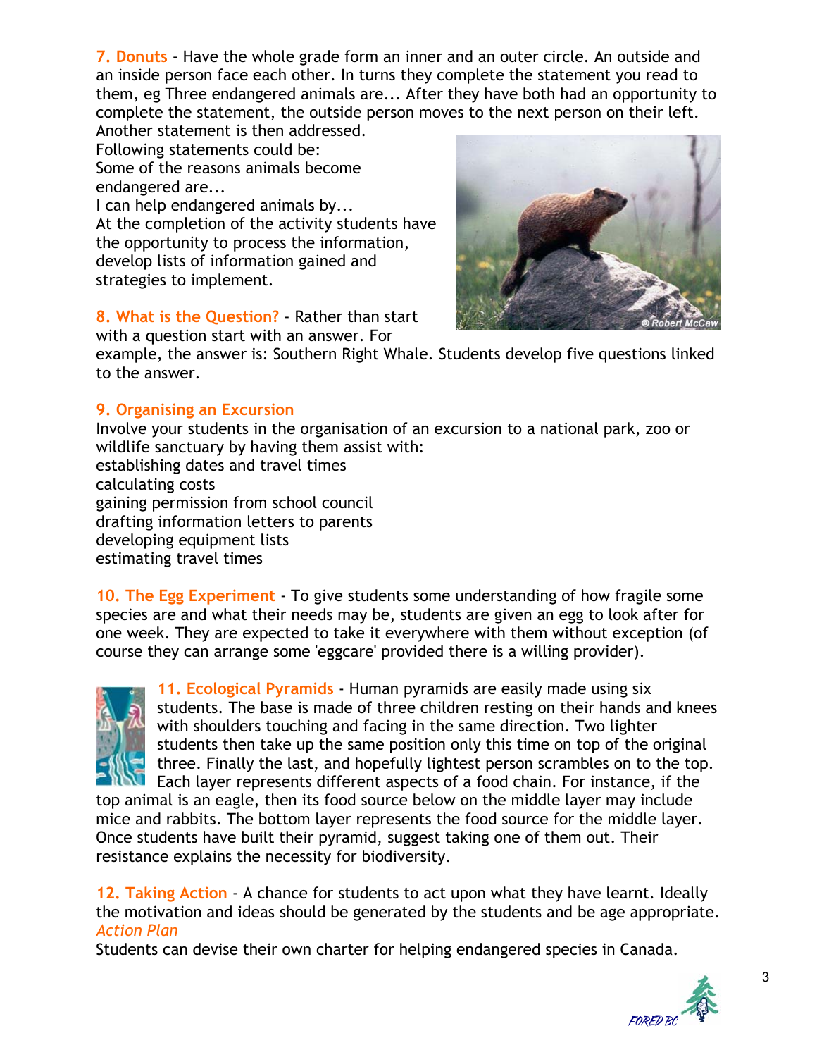**7. Donuts** - Have the whole grade form an inner and an outer circle. An outside and an inside person face each other. In turns they complete the statement you read to them, eg Three endangered animals are... After they have both had an opportunity to complete the statement, the outside person moves to the next person on their left. Another statement is then addressed.

Following statements could be:

Some of the reasons animals become endangered are...

I can help endangered animals by...

At the completion of the activity students have the opportunity to process the information, develop lists of information gained and strategies to implement.

**8. What is the Question?** - Rather than start with a question start with an answer. For example, the answer is: Southern Right Whale. Students develop five questions linked to the answer.

**9. Organising an Excursion**

Involve your students in the organisation of an excursion to a national park, zoo or wildlife sanctuary by having them assist with:

establishing dates and travel times
calculating costs
gaining permission from school council
drafting information letters to parents
developing equipment lists
estimating travel times

**10. The Egg Experiment** - To give students some understanding of how fragile some species are and what their needs may be, students are given an egg to look after for one week. They are expected to take it everywhere with them without exception (of course they can arrange some 'eggcare' provided there is a willing provider).

**11. Ecological Pyramids** - Human pyramids are easily made using six students. The base is made of three children resting on their hands and knees with shoulders touching and facing in the same direction. Two lighter students then take up the same position only this time on top of the original three. Finally the last, and hopefully lightest person scrambles on to the top. Each layer represents different aspects of a food chain. For instance, if the top animal is an eagle, then its food source below on the middle layer may include mice and rabbits. The bottom layer represents the food source for the middle layer. Once students have built their pyramid, suggest taking one of them out. Their resistance explains the necessity for biodiversity.

**12. Taking Action** - A chance for students to act upon what they have learnt. Ideally the motivation and ideas should be generated by the students and be age appropriate.

*Action Plan*

Students can devise their own charter for helping endangered species in Canada.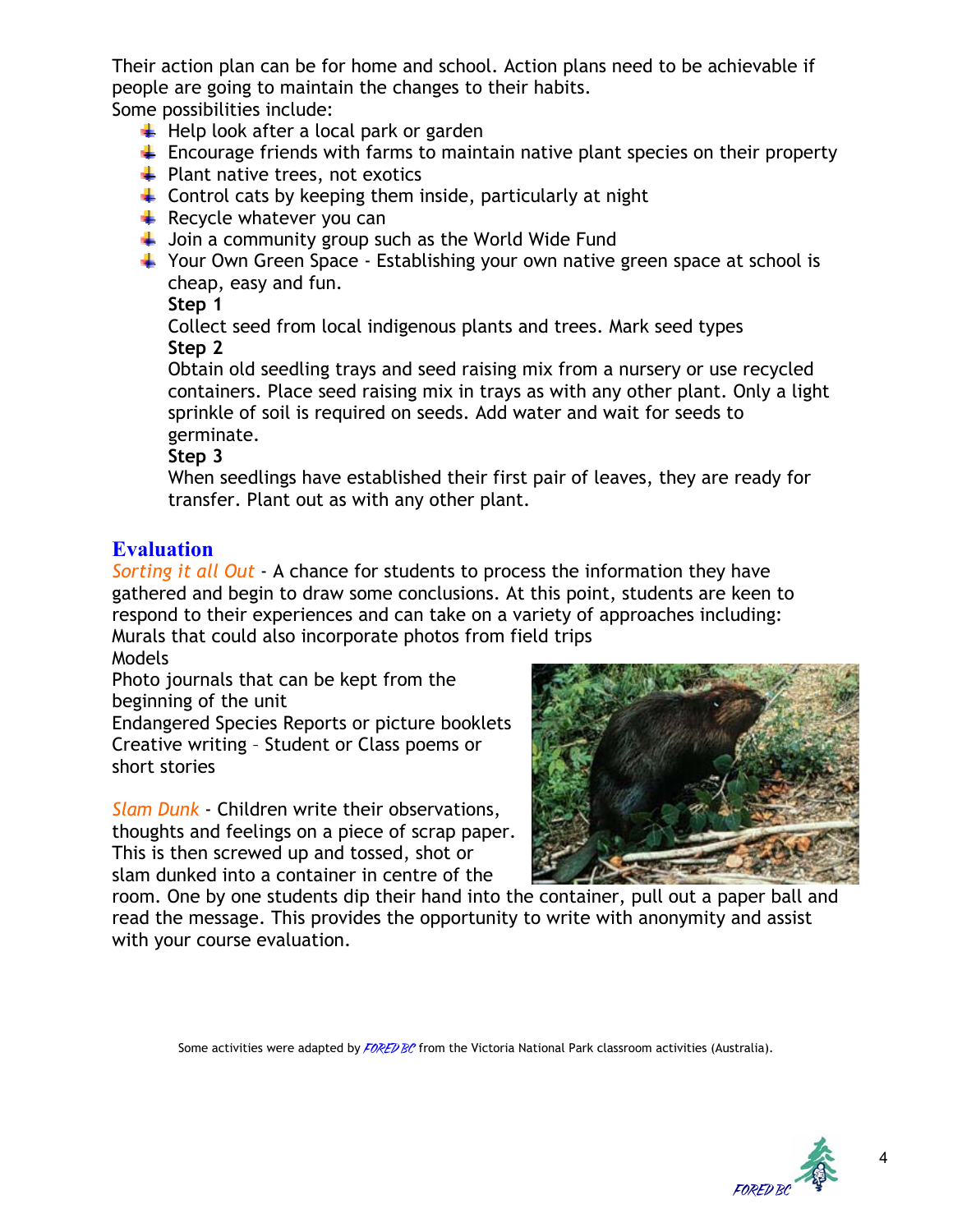Their action plan can be for home and school. Action plans need to be achievable if people are going to maintain the changes to their habits.
Some possibilities include:

- Help look after a local park or garden
- Encourage friends with farms to maintain native plant species on their property
- Plant native trees, not exotics
- Control cats by keeping them inside, particularly at night
- Recycle whatever you can
- Join a community group such as the World Wide Fund
- Your Own Green Space - Establishing your own native green space at school is cheap, easy and fun.

  **Step 1**
  Collect seed from local indigenous plants and trees. Mark seed types
  **Step 2**
  Obtain old seedling trays and seed raising mix from a nursery or use recycled containers. Place seed raising mix in trays as with any other plant. Only a light sprinkle of soil is required on seeds. Add water and wait for seeds to germinate.
  **Step 3**
  When seedlings have established their first pair of leaves, they are ready for transfer. Plant out as with any other plant.

## Evaluation

*Sorting it all Out* - A chance for students to process the information they have gathered and begin to draw some conclusions. At this point, students are keen to respond to their experiences and can take on a variety of approaches including:
Murals that could also incorporate photos from field trips
Models
Photo journals that can be kept from the beginning of the unit
Endangered Species Reports or picture booklets
Creative writing – Student or Class poems or short stories

*Slam Dunk* - Children write their observations, thoughts and feelings on a piece of scrap paper. This is then screwed up and tossed, shot or slam dunked into a container in centre of the room. One by one students dip their hand into the container, pull out a paper ball and read the message. This provides the opportunity to write with anonymity and assist with your course evaluation.

Some activities were adapted by *FORED BC* from the Victoria National Park classroom activities (Australia).